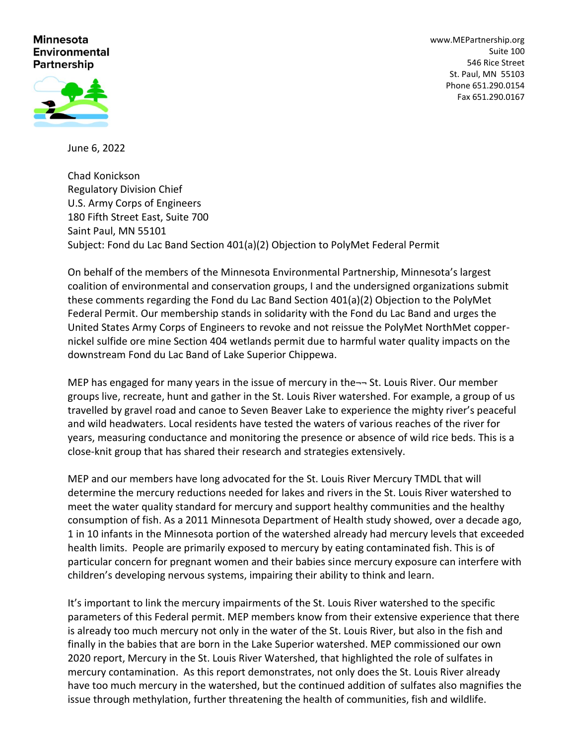**Minnesota Environmental Partnership**

www.MEPartnership.org
Suite 100
546 Rice Street
St. Paul, MN 55103
Phone 651.290.0154
Fax 651.290.0167

June 6, 2022

Chad Konickson
Regulatory Division Chief
U.S. Army Corps of Engineers
180 Fifth Street East, Suite 700
Saint Paul, MN 55101
Subject: Fond du Lac Band Section 401(a)(2) Objection to PolyMet Federal Permit

On behalf of the members of the Minnesota Environmental Partnership, Minnesota's largest coalition of environmental and conservation groups, I and the undersigned organizations submit these comments regarding the Fond du Lac Band Section 401(a)(2) Objection to the PolyMet Federal Permit. Our membership stands in solidarity with the Fond du Lac Band and urges the United States Army Corps of Engineers to revoke and not reissue the PolyMet NorthMet copper-nickel sulfide ore mine Section 404 wetlands permit due to harmful water quality impacts on the downstream Fond du Lac Band of Lake Superior Chippewa.

MEP has engaged for many years in the issue of mercury in the¬¬ St. Louis River. Our member groups live, recreate, hunt and gather in the St. Louis River watershed. For example, a group of us travelled by gravel road and canoe to Seven Beaver Lake to experience the mighty river's peaceful and wild headwaters. Local residents have tested the waters of various reaches of the river for years, measuring conductance and monitoring the presence or absence of wild rice beds. This is a close-knit group that has shared their research and strategies extensively.

MEP and our members have long advocated for the St. Louis River Mercury TMDL that will determine the mercury reductions needed for lakes and rivers in the St. Louis River watershed to meet the water quality standard for mercury and support healthy communities and the healthy consumption of fish. As a 2011 Minnesota Department of Health study showed, over a decade ago, 1 in 10 infants in the Minnesota portion of the watershed already had mercury levels that exceeded health limits. People are primarily exposed to mercury by eating contaminated fish. This is of particular concern for pregnant women and their babies since mercury exposure can interfere with children's developing nervous systems, impairing their ability to think and learn.

It's important to link the mercury impairments of the St. Louis River watershed to the specific parameters of this Federal permit. MEP members know from their extensive experience that there is already too much mercury not only in the water of the St. Louis River, but also in the fish and finally in the babies that are born in the Lake Superior watershed. MEP commissioned our own 2020 report, Mercury in the St. Louis River Watershed, that highlighted the role of sulfates in mercury contamination. As this report demonstrates, not only does the St. Louis River already have too much mercury in the watershed, but the continued addition of sulfates also magnifies the issue through methylation, further threatening the health of communities, fish and wildlife.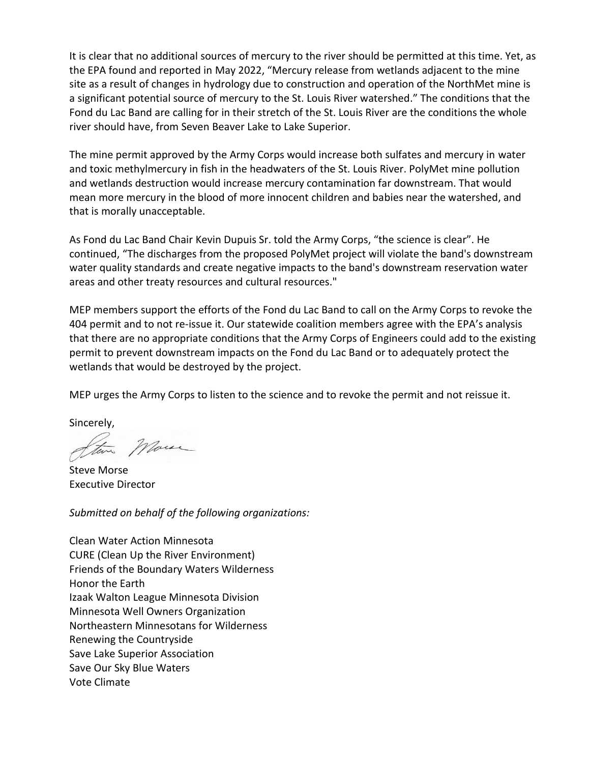It is clear that no additional sources of mercury to the river should be permitted at this time. Yet, as the EPA found and reported in May 2022, "Mercury release from wetlands adjacent to the mine site as a result of changes in hydrology due to construction and operation of the NorthMet mine is a significant potential source of mercury to the St. Louis River watershed." The conditions that the Fond du Lac Band are calling for in their stretch of the St. Louis River are the conditions the whole river should have, from Seven Beaver Lake to Lake Superior.

The mine permit approved by the Army Corps would increase both sulfates and mercury in water and toxic methylmercury in fish in the headwaters of the St. Louis River. PolyMet mine pollution and wetlands destruction would increase mercury contamination far downstream. That would mean more mercury in the blood of more innocent children and babies near the watershed, and that is morally unacceptable.

As Fond du Lac Band Chair Kevin Dupuis Sr. told the Army Corps, "the science is clear". He continued, "The discharges from the proposed PolyMet project will violate the band's downstream water quality standards and create negative impacts to the band's downstream reservation water areas and other treaty resources and cultural resources."

MEP members support the efforts of the Fond du Lac Band to call on the Army Corps to revoke the 404 permit and to not re-issue it. Our statewide coalition members agree with the EPA's analysis that there are no appropriate conditions that the Army Corps of Engineers could add to the existing permit to prevent downstream impacts on the Fond du Lac Band or to adequately protect the wetlands that would be destroyed by the project.

MEP urges the Army Corps to listen to the science and to revoke the permit and not reissue it.

Sincerely,

Steve Morse
Executive Director

*Submitted on behalf of the following organizations:*

Clean Water Action Minnesota
CURE (Clean Up the River Environment)
Friends of the Boundary Waters Wilderness
Honor the Earth
Izaak Walton League Minnesota Division
Minnesota Well Owners Organization
Northeastern Minnesotans for Wilderness
Renewing the Countryside
Save Lake Superior Association
Save Our Sky Blue Waters
Vote Climate